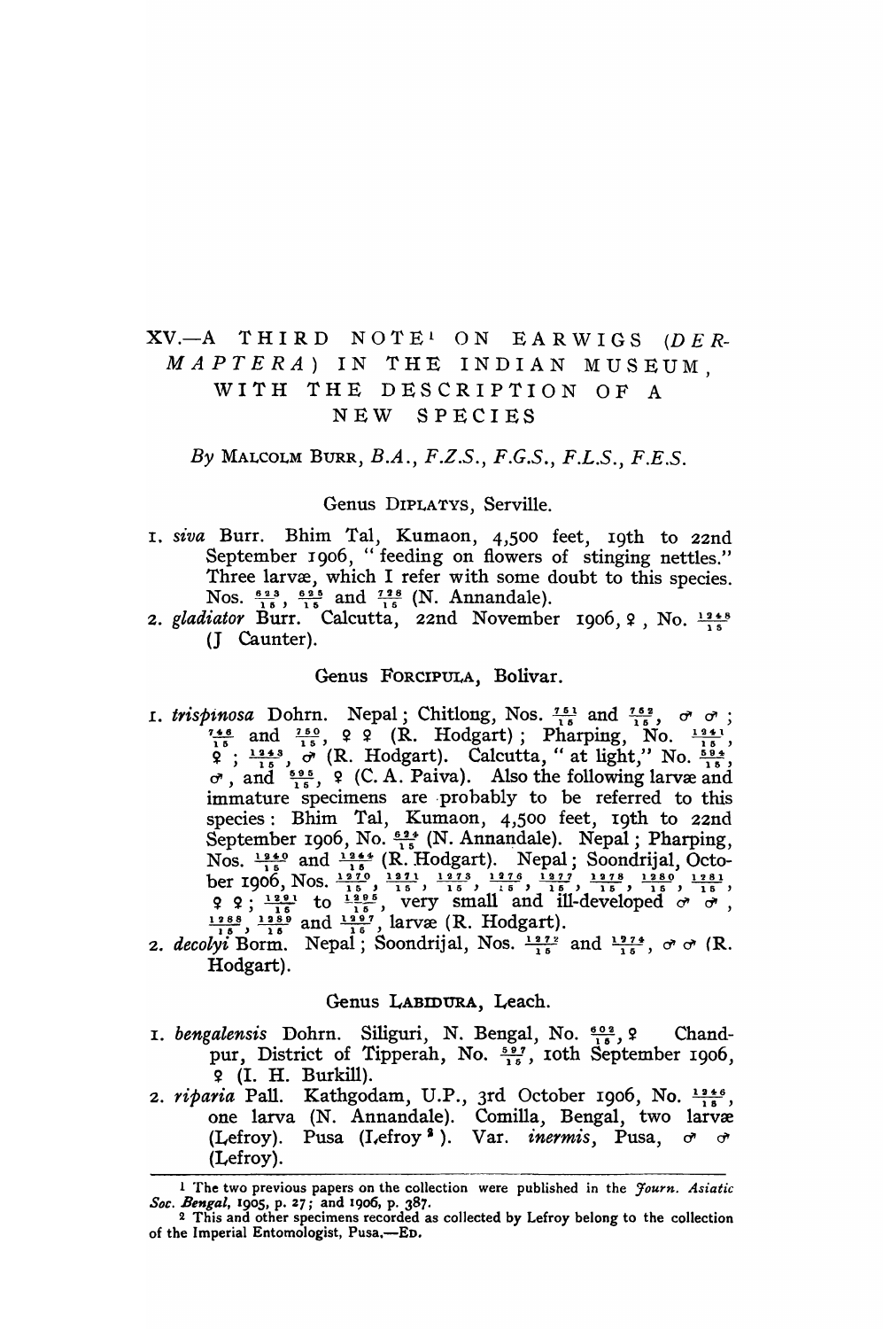# XV.—A THIRD NOTE[1] ON EARWIGS (*DERMAPTERA*) IN THE INDIAN MUSEUM, WITH THE DESCRIPTION OF A NEW SPECIES

*By* MALCOLM BURR, *B.A., F.Z.S., F.G.S., F.L.S., F.E.S.*

## Genus DIPLATYS, Serville.

1. *siva* Burr. Bhim Tal, Kumaon, 4,500 feet, 19th to 22nd September 1906, "feeding on flowers of stinging nettles." Three larvæ, which I refer with some doubt to this species. Nos. $\frac{623}{15}$, $\frac{625}{15}$ and $\frac{728}{15}$ (N. Annandale).
2. *gladiator* Burr. Calcutta, 22nd November 1906, ♀, No. $\frac{1248}{15}$ (J Caunter).

## Genus FORCIPULA, Bolivar.

1. *trispinosa* Dohrn. Nepal; Chitlong, Nos. $\frac{751}{15}$ and $\frac{752}{15}$, ♂ ♂; $\frac{746}{15}$ and $\frac{750}{15}$, ♀ ♀ (R. Hodgart); Pharping, No. $\frac{1241}{15}$, ♀; $\frac{1243}{15}$, ♂ (R. Hodgart). Calcutta, "at light," No. $\frac{594}{15}$, ♂, and $\frac{595}{15}$, ♀ (C. A. Paiva). Also the following larvæ and immature specimens are probably to be referred to this species: Bhim Tal, Kumaon, 4,500 feet, 19th to 22nd September 1906, No. $\frac{624}{15}$ (N. Annandale). Nepal; Pharping, Nos. $\frac{1240}{15}$ and $\frac{1244}{15}$ (R. Hodgart). Nepal; Soondrijal, October 1906, Nos. $\frac{1270}{15}$, $\frac{1271}{15}$, $\frac{1273}{15}$, $\frac{1276}{15}$, $\frac{1277}{15}$, $\frac{1278}{15}$, $\frac{1280}{15}$, $\frac{1281}{15}$, ♀ ♀; $\frac{1291}{15}$ to $\frac{1295}{15}$, very small and ill-developed ♂ ♂, $\frac{1288}{15}$, $\frac{1289}{15}$ and $\frac{1297}{15}$, larvæ (R. Hodgart).
2. *decolyi* Borm. Nepal; Soondrijal, Nos. $\frac{1272}{15}$ and $\frac{1274}{15}$, ♂ ♂ (R. Hodgart).

## Genus LABIDURA, Leach.

1. *bengalensis* Dohrn. Siliguri, N. Bengal, No. $\frac{602}{15}$, ♀ Chandpur, District of Tipperah, No. $\frac{597}{15}$, 10th September 1906, ♀ (I. H. Burkill).
2. *riparia* Pall. Kathgodam, U.P., 3rd October 1906, No. $\frac{1246}{15}$, one larva (N. Annandale). Comilla, Bengal, two larvæ (Lefroy). Pusa (Lefroy[2]). Var. *inermis*, Pusa, ♂ ♂ (Lefroy).

---

[1] The two previous papers on the collection were published in the *Journ. Asiatic Soc. Bengal*, 1905, p. 27; and 1906, p. 387.

[2] This and other specimens recorded as collected by Lefroy belong to the collection of the Imperial Entomologist, Pusa.—ED.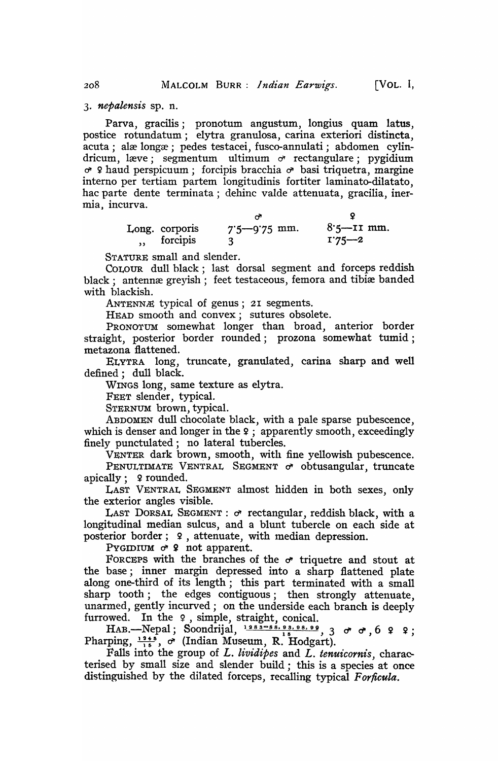3. *nepalensis* sp. n.

Parva, gracilis; pronotum angustum, longius quam latus, postice rotundatum; elytra granulosa, carina exteriori distincta, acuta; alæ longæ; pedes testacei, fusco-annulati; abdomen cylindricum, læve; segmentum ultimum ♂ rectangulare; pygidium ♂ ♀ haud perspicuum; forcipis bracchia ♂ basi triquetra, margine interno per tertiam partem longitudinis fortiter laminato-dilatato, hac parte dente terminata; dehinc valde attenuata, gracilia, inermia, incurva.

| | ♂ | ♀ |
|---|---|---|
| Long. corporis | 7·5—9·75 mm. | 8·5—11 mm. |
| ,, forcipis | 3 | 1·75—2 |

STATURE small and slender.

COLOUR dull black; last dorsal segment and forceps reddish black; antennæ greyish; feet testaceous, femora and tibiæ banded with blackish.

ANTENNÆ typical of genus; 21 segments.

HEAD smooth and convex; sutures obsolete.

PRONOTUM somewhat longer than broad, anterior border straight, posterior border rounded; prozona somewhat tumid; metazona flattened.

ELYTRA long, truncate, granulated, carina sharp and well defined; dull black.

WINGS long, same texture as elytra.

FEET slender, typical.

STERNUM brown, typical.

ABDOMEN dull chocolate black, with a pale sparse pubescence, which is denser and longer in the ♀; apparently smooth, exceedingly finely punctulated; no lateral tubercles.

VENTER dark brown, smooth, with fine yellowish pubescence.

PENULTIMATE VENTRAL SEGMENT ♂ obtusangular, truncate apically; ♀ rounded.

LAST VENTRAL SEGMENT almost hidden in both sexes, only the exterior angles visible.

LAST DORSAL SEGMENT: ♂ rectangular, reddish black, with a longitudinal median sulcus, and a blunt tubercle on each side at posterior border; ♀, attenuate, with median depression.

PYGIDIUM ♂ ♀ not apparent.

FORCEPS with the branches of the ♂ triquetre and stout at the base; inner margin depressed into a sharp flattened plate along one-third of its length; this part terminated with a small sharp tooth; the edges contiguous; then strongly attenuate, unarmed, gently incurved; on the underside each branch is deeply furrowed. In the ♀, simple, straight, conical.

HAB.—Nepal; Soondrijal, $\frac{1283-88, 93, 98, 99}{15}$, 3 ♂ ♂, 6 ♀ ♀; Pharping, $\frac{1245}{15}$, ♂ (Indian Museum, R. Hodgart).

Falls into the group of *L. lividipes* and *L. tenuicornis*, characterised by small size and slender build; this is a species at once distinguished by the dilated forceps, recalling typical *Forficula*.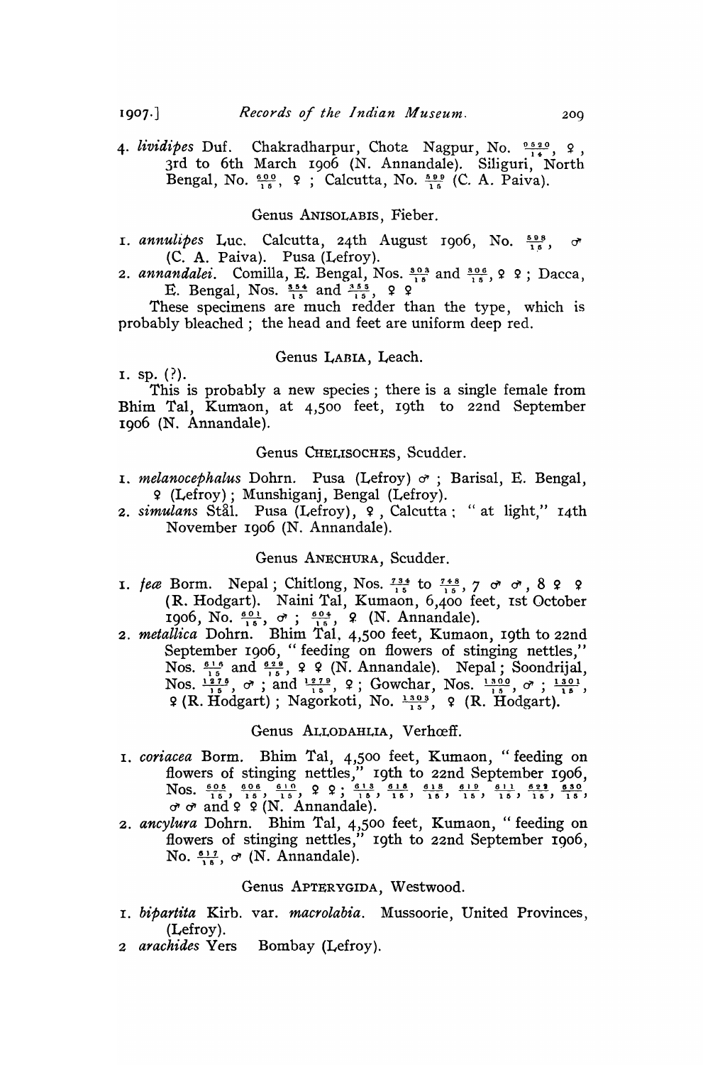4. *lividipes* Duf. Chakradharpur, Chota Nagpur, No. $\frac{0520}{14}$, ♀, 3rd to 6th March 1906 (N. Annandale). Siliguri, North Bengal, No. $\frac{600}{15}$, ♀ ; Calcutta, No. $\frac{599}{15}$ (C. A. Paiva).

### Genus ANISOLABIS, Fieber.

1. *annulipes* Luc. Calcutta, 24th August 1906, No. $\frac{598}{15}$, ♂ (C. A. Paiva). Pusa (Lefroy).
2. *annandalei*. Comilla, E. Bengal, Nos. $\frac{303}{15}$ and $\frac{306}{15}$, ♀ ♀ ; Dacca, E. Bengal, Nos. $\frac{354}{15}$ and $\frac{355}{15}$, ♀ ♀

These specimens are much redder than the type, which is probably bleached ; the head and feet are uniform deep red.

### Genus LABIA, Leach.

1. sp. (?).

This is probably a new species ; there is a single female from Bhim Tal, Kumaon, at 4,500 feet, 19th to 22nd September 1906 (N. Annandale).

### Genus CHELISOCHES, Scudder.

1. *melanocephalus* Dohrn. Pusa (Lefroy) ♂ ; Barisal, E. Bengal, ♀ (Lefroy) ; Munshiganj, Bengal (Lefroy).
2. *simulans* Stål. Pusa (Lefroy), ♀, Calcutta ; "at light," 14th November 1906 (N. Annandale).

### Genus ANECHURA, Scudder.

1. *feæ* Borm. Nepal ; Chitlong, Nos. $\frac{734}{15}$ to $\frac{748}{15}$, 7 ♂ ♂, 8 ♀ ♀ (R. Hodgart). Naini Tal, Kumaon, 6,400 feet, 1st October 1906, No. $\frac{601}{15}$, ♂ ; $\frac{604}{15}$, ♀ (N. Annandale).
2. *metallica* Dohrn. Bhim Tal, 4,500 feet, Kumaon, 19th to 22nd September 1906, "feeding on flowers of stinging nettles," Nos. $\frac{616}{15}$ and $\frac{629}{15}$, ♀ ♀ (N. Annandale). Nepal ; Soondrijal, Nos. $\frac{1275}{15}$, ♂ ; and $\frac{1279}{15}$, ♀ ; Gowchar, Nos. $\frac{1300}{15}$, ♂ ; $\frac{1301}{15}$, ♀ (R. Hodgart) ; Nagorkoti, No. $\frac{1303}{15}$, ♀ (R. Hodgart).

### Genus ALLODAHLIA, Verhœff.

1. *coriacea* Borm. Bhim Tal, 4,500 feet, Kumaon, "feeding on flowers of stinging nettles," 19th to 22nd September 1906, Nos. $\frac{605}{15}$, $\frac{606}{15}$, $\frac{610}{15}$, ♀ ♀ ; $\frac{613}{15}$, $\frac{615}{15}$, $\frac{618}{15}$, $\frac{619}{15}$, $\frac{611}{15}$, $\frac{622}{15}$, $\frac{630}{15}$, ♂ ♂ and ♀ ♀ (N. Annandale).
2. *ancylura* Dohrn. Bhim Tal, 4,500 feet, Kumaon, "feeding on flowers of stinging nettles," 19th to 22nd September 1906, No. $\frac{617}{15}$, ♂ (N. Annandale).

### Genus APTERYGIDA, Westwood.

1. *bipartita* Kirb. var. *macrolabia*. Mussoorie, United Provinces, (Lefroy).
2. *arachides* Yers Bombay (Lefroy).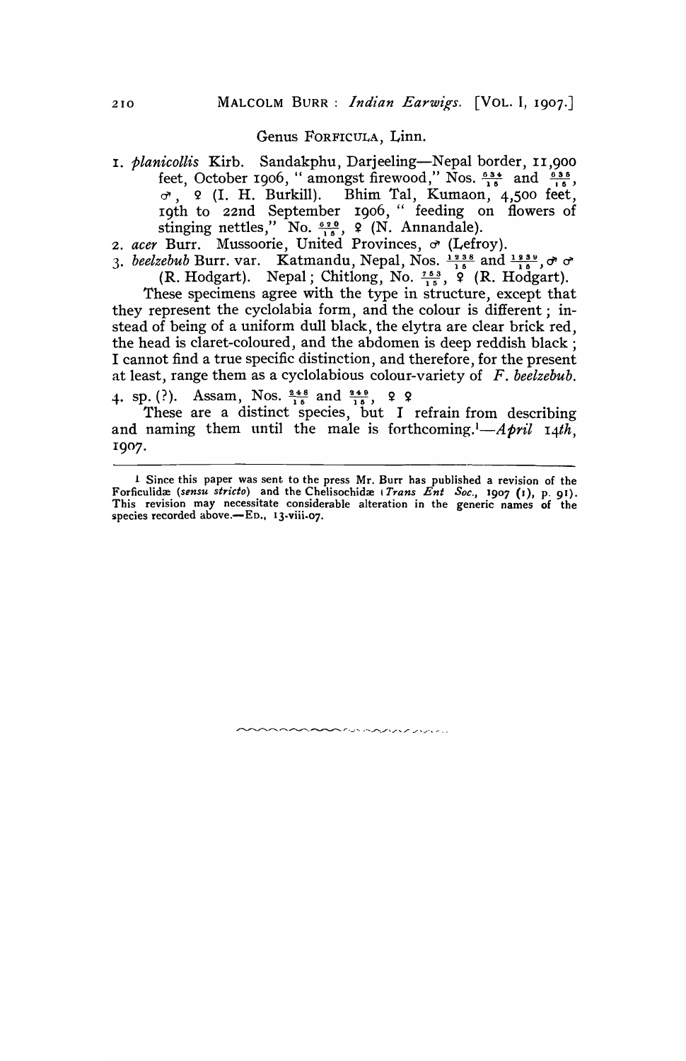Genus FORFICULA, Linn.

1. *planicollis* Kirb. Sandakphu, Darjeeling—Nepal border, 11,900 feet, October 1906, "amongst firewood," Nos. $\frac{634}{15}$ and $\frac{635}{15}$, ♂, ♀ (I. H. Burkill). Bhim Tal, Kumaon, 4,500 feet, 19th to 22nd September 1906, "feeding on flowers of stinging nettles," No. $\frac{620}{15}$, ♀ (N. Annandale).
2. *acer* Burr. Mussoorie, United Provinces, ♂ (Lefroy).
3. *beelzebub* Burr. var. Katmandu, Nepal, Nos. $\frac{1238}{15}$ and $\frac{1239}{15}$, ♂ ♂ (R. Hodgart). Nepal; Chitlong, No. $\frac{753}{15}$, ♀ (R. Hodgart).

These specimens agree with the type in structure, except that they represent the cyclolabia form, and the colour is different; instead of being of a uniform dull black, the elytra are clear brick red, the head is claret-coloured, and the abdomen is deep reddish black; I cannot find a true specific distinction, and therefore, for the present at least, range them as a cyclolabious colour-variety of *F. beelzebub.*

4. sp. (?). Assam, Nos. $\frac{248}{15}$ and $\frac{249}{15}$, ♀ ♀

These are a distinct species, but I refrain from describing and naming them until the male is forthcoming.[1]—*April 14th*, 1907.

---

[1] Since this paper was sent to the press Mr. Burr has published a revision of the Forficulidæ (*sensu stricto*) and the Chelisochidæ (*Trans Ent Soc.*, 1907 (1), p. 91). This revision may necessitate considerable alteration in the generic names of the species recorded above.—ED., 13-viii-07.